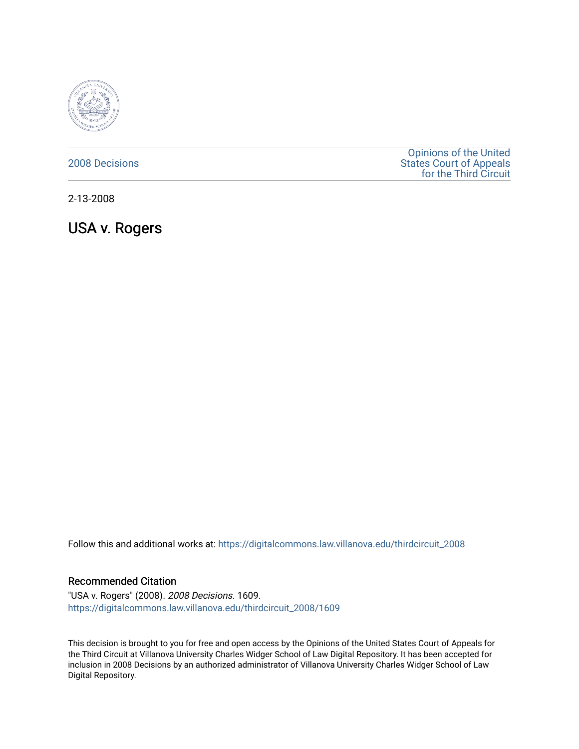2008 Decisions

Opinions of the United States Court of Appeals for the Third Circuit

2-13-2008

# USA v. Rogers

Follow this and additional works at: https://digitalcommons.law.villanova.edu/thirdcircuit_2008

## Recommended Citation

"USA v. Rogers" (2008). *2008 Decisions*. 1609.
https://digitalcommons.law.villanova.edu/thirdcircuit_2008/1609

This decision is brought to you for free and open access by the Opinions of the United States Court of Appeals for the Third Circuit at Villanova University Charles Widger School of Law Digital Repository. It has been accepted for inclusion in 2008 Decisions by an authorized administrator of Villanova University Charles Widger School of Law Digital Repository.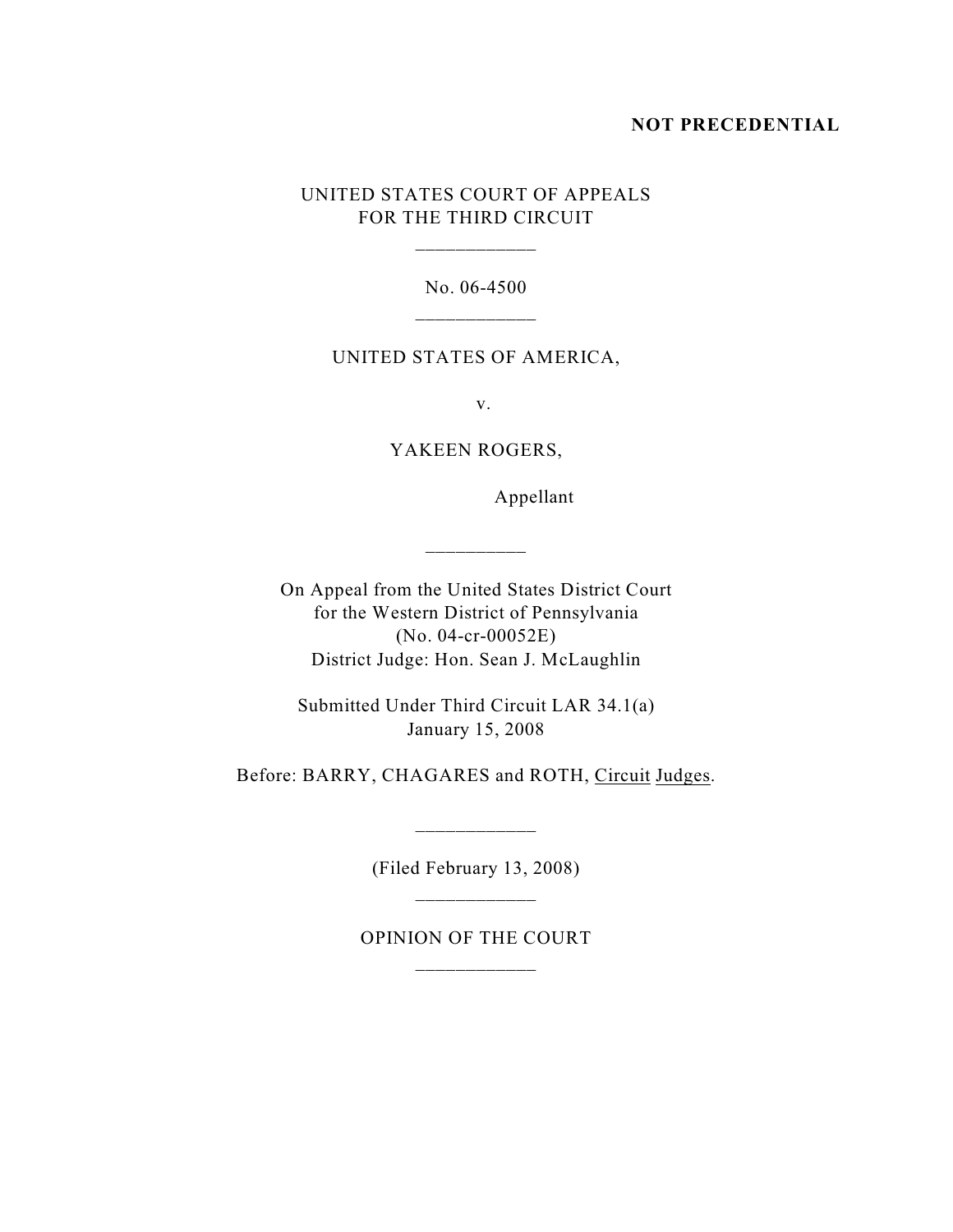**NOT PRECEDENTIAL**

UNITED STATES COURT OF APPEALS
FOR THE THIRD CIRCUIT

___________

No. 06-4500

___________

UNITED STATES OF AMERICA,

v.

YAKEEN ROGERS,

Appellant

__________

On Appeal from the United States District Court
for the Western District of Pennsylvania
(No. 04-cr-00052E)
District Judge: Hon. Sean J. McLaughlin

Submitted Under Third Circuit LAR 34.1(a)
January 15, 2008

Before: BARRY, CHAGARES and ROTH, Circuit Judges.

___________

(Filed February 13, 2008)

___________

OPINION OF THE COURT

___________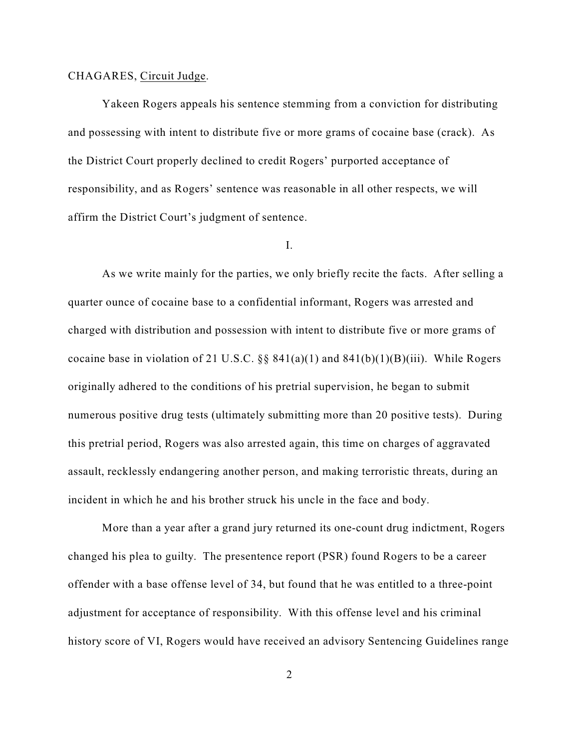CHAGARES, Circuit Judge.

Yakeen Rogers appeals his sentence stemming from a conviction for distributing and possessing with intent to distribute five or more grams of cocaine base (crack). As the District Court properly declined to credit Rogers' purported acceptance of responsibility, and as Rogers' sentence was reasonable in all other respects, we will affirm the District Court's judgment of sentence.

I.

As we write mainly for the parties, we only briefly recite the facts. After selling a quarter ounce of cocaine base to a confidential informant, Rogers was arrested and charged with distribution and possession with intent to distribute five or more grams of cocaine base in violation of 21 U.S.C. §§ 841(a)(1) and 841(b)(1)(B)(iii). While Rogers originally adhered to the conditions of his pretrial supervision, he began to submit numerous positive drug tests (ultimately submitting more than 20 positive tests). During this pretrial period, Rogers was also arrested again, this time on charges of aggravated assault, recklessly endangering another person, and making terroristic threats, during an incident in which he and his brother struck his uncle in the face and body.

More than a year after a grand jury returned its one-count drug indictment, Rogers changed his plea to guilty. The presentence report (PSR) found Rogers to be a career offender with a base offense level of 34, but found that he was entitled to a three-point adjustment for acceptance of responsibility. With this offense level and his criminal history score of VI, Rogers would have received an advisory Sentencing Guidelines range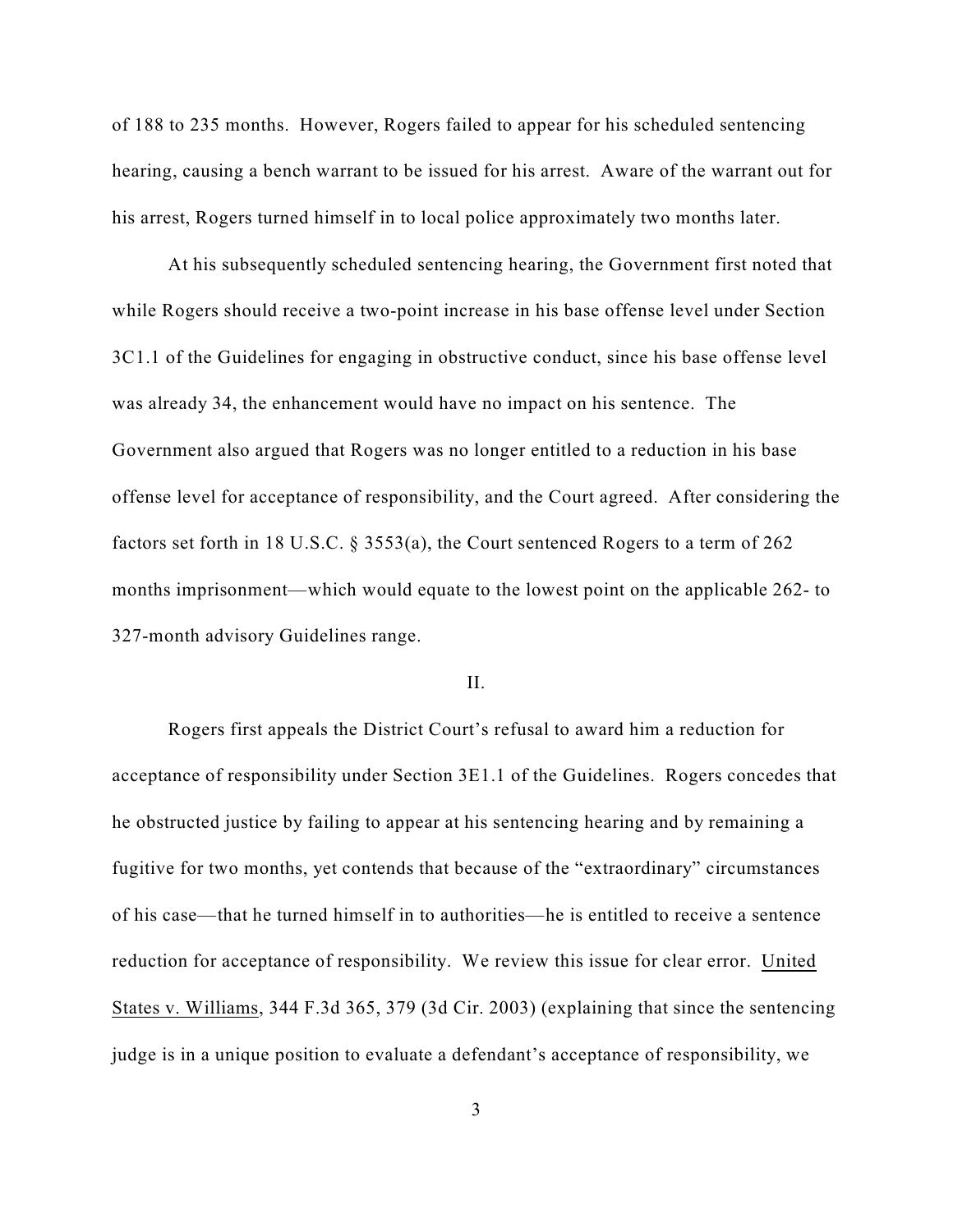of 188 to 235 months. However, Rogers failed to appear for his scheduled sentencing hearing, causing a bench warrant to be issued for his arrest. Aware of the warrant out for his arrest, Rogers turned himself in to local police approximately two months later.

At his subsequently scheduled sentencing hearing, the Government first noted that while Rogers should receive a two-point increase in his base offense level under Section 3C1.1 of the Guidelines for engaging in obstructive conduct, since his base offense level was already 34, the enhancement would have no impact on his sentence. The Government also argued that Rogers was no longer entitled to a reduction in his base offense level for acceptance of responsibility, and the Court agreed. After considering the factors set forth in 18 U.S.C. § 3553(a), the Court sentenced Rogers to a term of 262 months imprisonment—which would equate to the lowest point on the applicable 262- to 327-month advisory Guidelines range.

II.

Rogers first appeals the District Court's refusal to award him a reduction for acceptance of responsibility under Section 3E1.1 of the Guidelines. Rogers concedes that he obstructed justice by failing to appear at his sentencing hearing and by remaining a fugitive for two months, yet contends that because of the "extraordinary" circumstances of his case—that he turned himself in to authorities—he is entitled to receive a sentence reduction for acceptance of responsibility. We review this issue for clear error. United States v. Williams, 344 F.3d 365, 379 (3d Cir. 2003) (explaining that since the sentencing judge is in a unique position to evaluate a defendant's acceptance of responsibility, we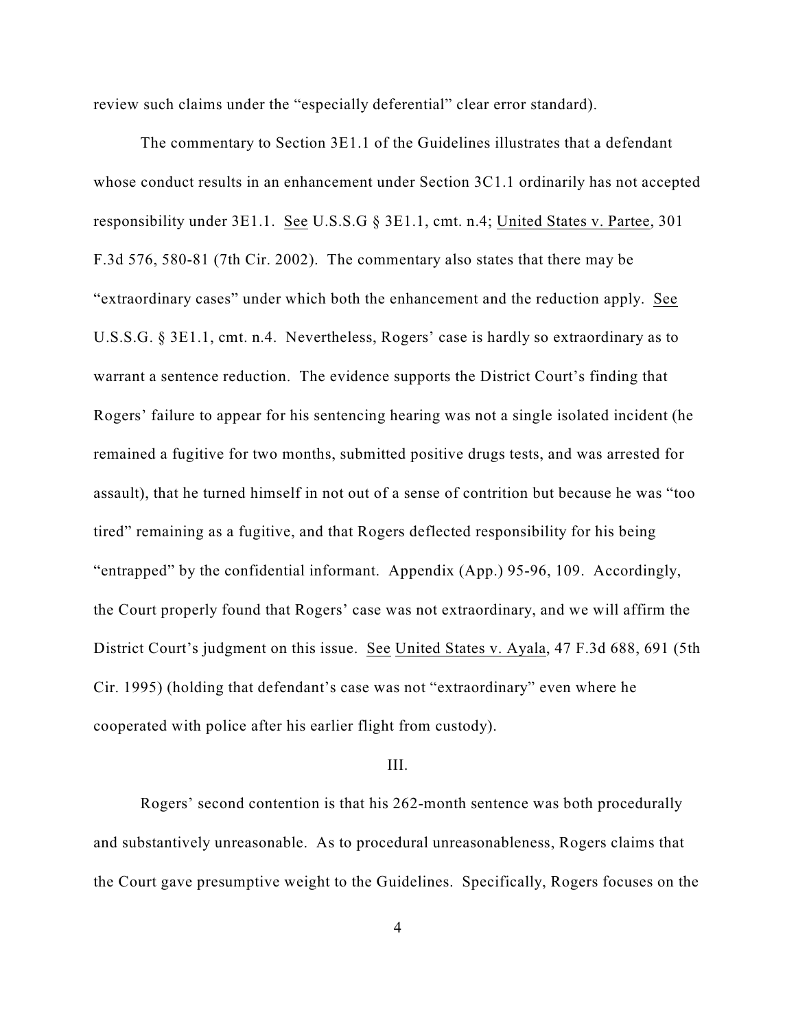review such claims under the "especially deferential" clear error standard).

The commentary to Section 3E1.1 of the Guidelines illustrates that a defendant whose conduct results in an enhancement under Section 3C1.1 ordinarily has not accepted responsibility under 3E1.1. See U.S.S.G § 3E1.1, cmt. n.4; United States v. Partee, 301 F.3d 576, 580-81 (7th Cir. 2002). The commentary also states that there may be "extraordinary cases" under which both the enhancement and the reduction apply. See U.S.S.G. § 3E1.1, cmt. n.4. Nevertheless, Rogers' case is hardly so extraordinary as to warrant a sentence reduction. The evidence supports the District Court's finding that Rogers' failure to appear for his sentencing hearing was not a single isolated incident (he remained a fugitive for two months, submitted positive drugs tests, and was arrested for assault), that he turned himself in not out of a sense of contrition but because he was "too tired" remaining as a fugitive, and that Rogers deflected responsibility for his being "entrapped" by the confidential informant. Appendix (App.) 95-96, 109. Accordingly, the Court properly found that Rogers' case was not extraordinary, and we will affirm the District Court's judgment on this issue. See United States v. Ayala, 47 F.3d 688, 691 (5th Cir. 1995) (holding that defendant's case was not "extraordinary" even where he cooperated with police after his earlier flight from custody).

III.

Rogers' second contention is that his 262-month sentence was both procedurally and substantively unreasonable. As to procedural unreasonableness, Rogers claims that the Court gave presumptive weight to the Guidelines. Specifically, Rogers focuses on the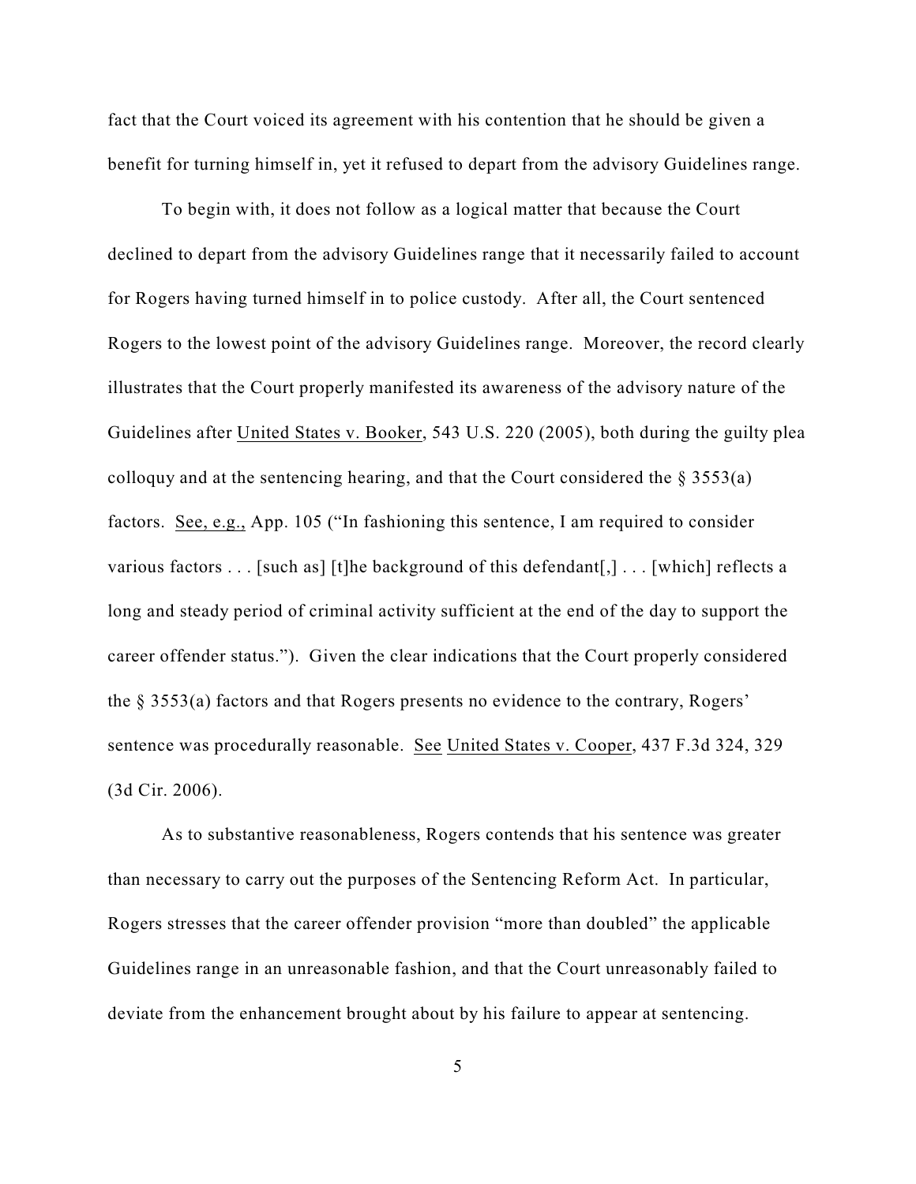fact that the Court voiced its agreement with his contention that he should be given a benefit for turning himself in, yet it refused to depart from the advisory Guidelines range.

To begin with, it does not follow as a logical matter that because the Court declined to depart from the advisory Guidelines range that it necessarily failed to account for Rogers having turned himself in to police custody. After all, the Court sentenced Rogers to the lowest point of the advisory Guidelines range. Moreover, the record clearly illustrates that the Court properly manifested its awareness of the advisory nature of the Guidelines after United States v. Booker, 543 U.S. 220 (2005), both during the guilty plea colloquy and at the sentencing hearing, and that the Court considered the § 3553(a) factors. See, e.g., App. 105 ("In fashioning this sentence, I am required to consider various factors . . . [such as] [t]he background of this defendant[,] . . . [which] reflects a long and steady period of criminal activity sufficient at the end of the day to support the career offender status."). Given the clear indications that the Court properly considered the § 3553(a) factors and that Rogers presents no evidence to the contrary, Rogers' sentence was procedurally reasonable. See United States v. Cooper, 437 F.3d 324, 329 (3d Cir. 2006).

As to substantive reasonableness, Rogers contends that his sentence was greater than necessary to carry out the purposes of the Sentencing Reform Act. In particular, Rogers stresses that the career offender provision "more than doubled" the applicable Guidelines range in an unreasonable fashion, and that the Court unreasonably failed to deviate from the enhancement brought about by his failure to appear at sentencing.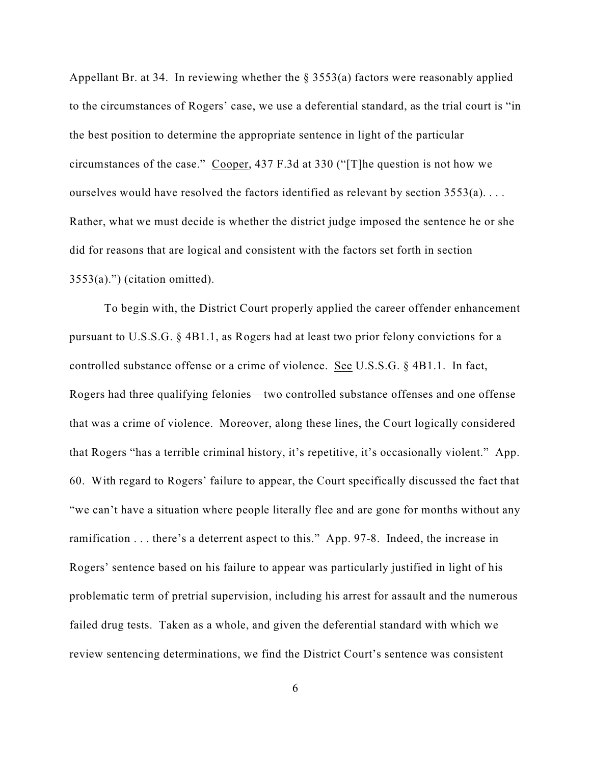Appellant Br. at 34. In reviewing whether the § 3553(a) factors were reasonably applied to the circumstances of Rogers' case, we use a deferential standard, as the trial court is "in the best position to determine the appropriate sentence in light of the particular circumstances of the case." Cooper, 437 F.3d at 330 ("[T]he question is not how we ourselves would have resolved the factors identified as relevant by section 3553(a). . . . Rather, what we must decide is whether the district judge imposed the sentence he or she did for reasons that are logical and consistent with the factors set forth in section 3553(a).") (citation omitted).

To begin with, the District Court properly applied the career offender enhancement pursuant to U.S.S.G. § 4B1.1, as Rogers had at least two prior felony convictions for a controlled substance offense or a crime of violence. See U.S.S.G. § 4B1.1. In fact, Rogers had three qualifying felonies—two controlled substance offenses and one offense that was a crime of violence. Moreover, along these lines, the Court logically considered that Rogers "has a terrible criminal history, it's repetitive, it's occasionally violent." App. 60. With regard to Rogers' failure to appear, the Court specifically discussed the fact that "we can't have a situation where people literally flee and are gone for months without any ramification . . . there's a deterrent aspect to this." App. 97-8. Indeed, the increase in Rogers' sentence based on his failure to appear was particularly justified in light of his problematic term of pretrial supervision, including his arrest for assault and the numerous failed drug tests. Taken as a whole, and given the deferential standard with which we review sentencing determinations, we find the District Court's sentence was consistent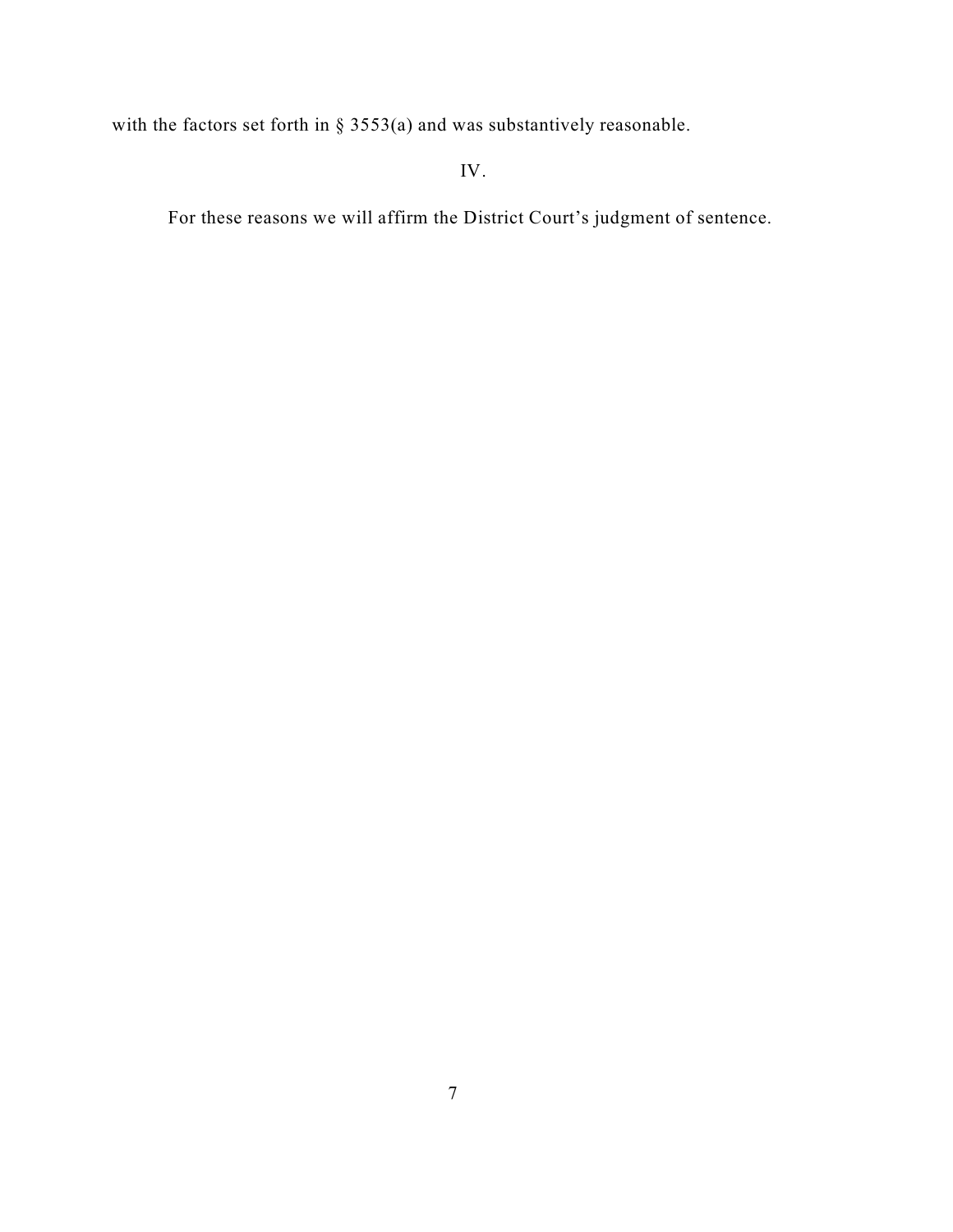with the factors set forth in § 3553(a) and was substantively reasonable.

## IV.

For these reasons we will affirm the District Court's judgment of sentence.